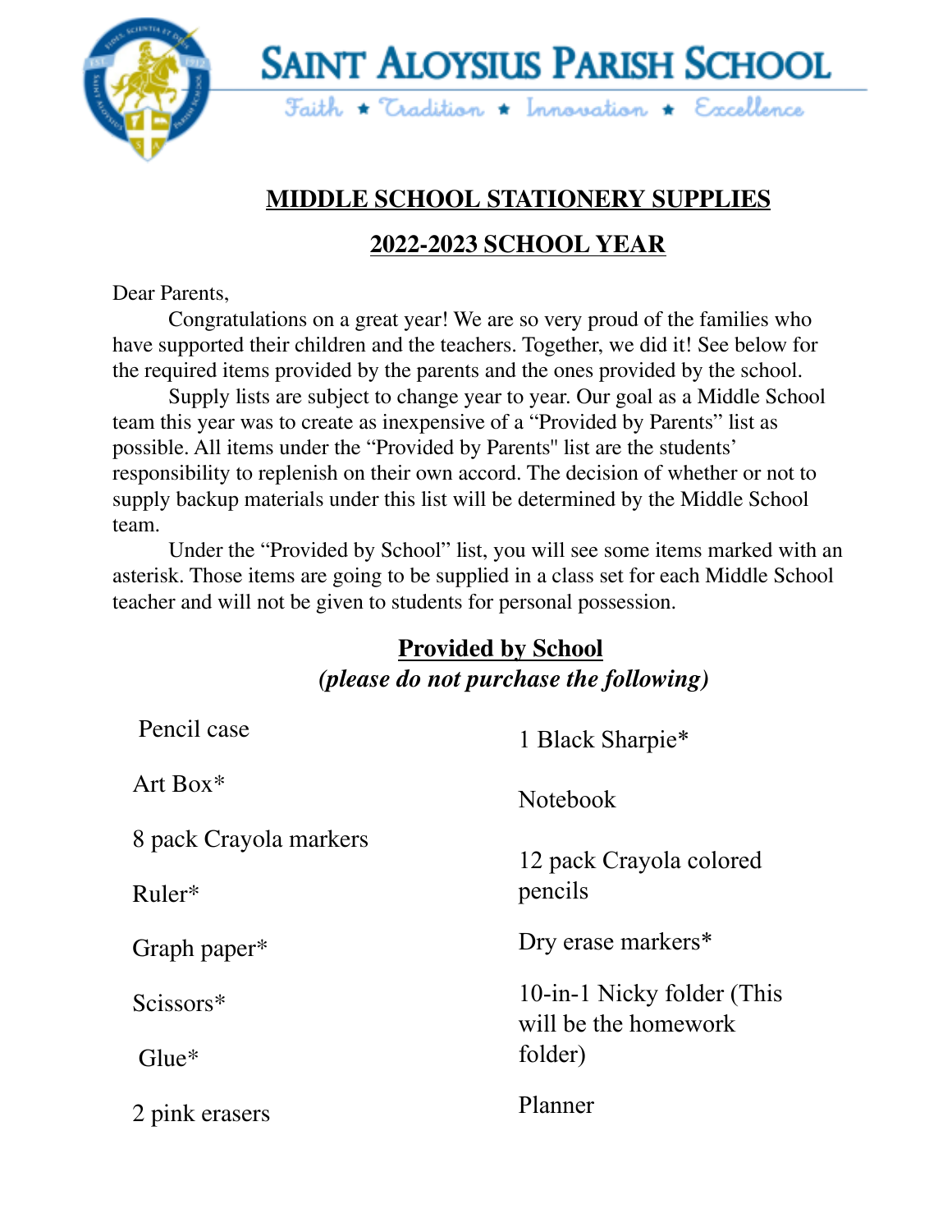# SAINT ALOYSIUS PARISH SCHOOL

Faith ★ Tradition ★ Innovation ★ Excellence

## MIDDLE SCHOOL STATIONERY SUPPLIES

## 2022-2023 SCHOOL YEAR

Dear Parents,

Congratulations on a great year! We are so very proud of the families who have supported their children and the teachers. Together, we did it! See below for the required items provided by the parents and the ones provided by the school.

Supply lists are subject to change year to year. Our goal as a Middle School team this year was to create as inexpensive of a "Provided by Parents" list as possible. All items under the "Provided by Parents" list are the students' responsibility to replenish on their own accord. The decision of whether or not to supply backup materials under this list will be determined by the Middle School team.

Under the "Provided by School" list, you will see some items marked with an asterisk. Those items are going to be supplied in a class set for each Middle School teacher and will not be given to students for personal possession.

### Provided by School

***(please do not purchase the following)***

- Pencil case
- Art Box*
- 8 pack Crayola markers
- Ruler*
- Graph paper*
- Scissors*
- Glue*
- 2 pink erasers
- 1 Black Sharpie*
- Notebook
- 12 pack Crayola colored pencils
- Dry erase markers*
- 10-in-1 Nicky folder (This will be the homework folder)
- Planner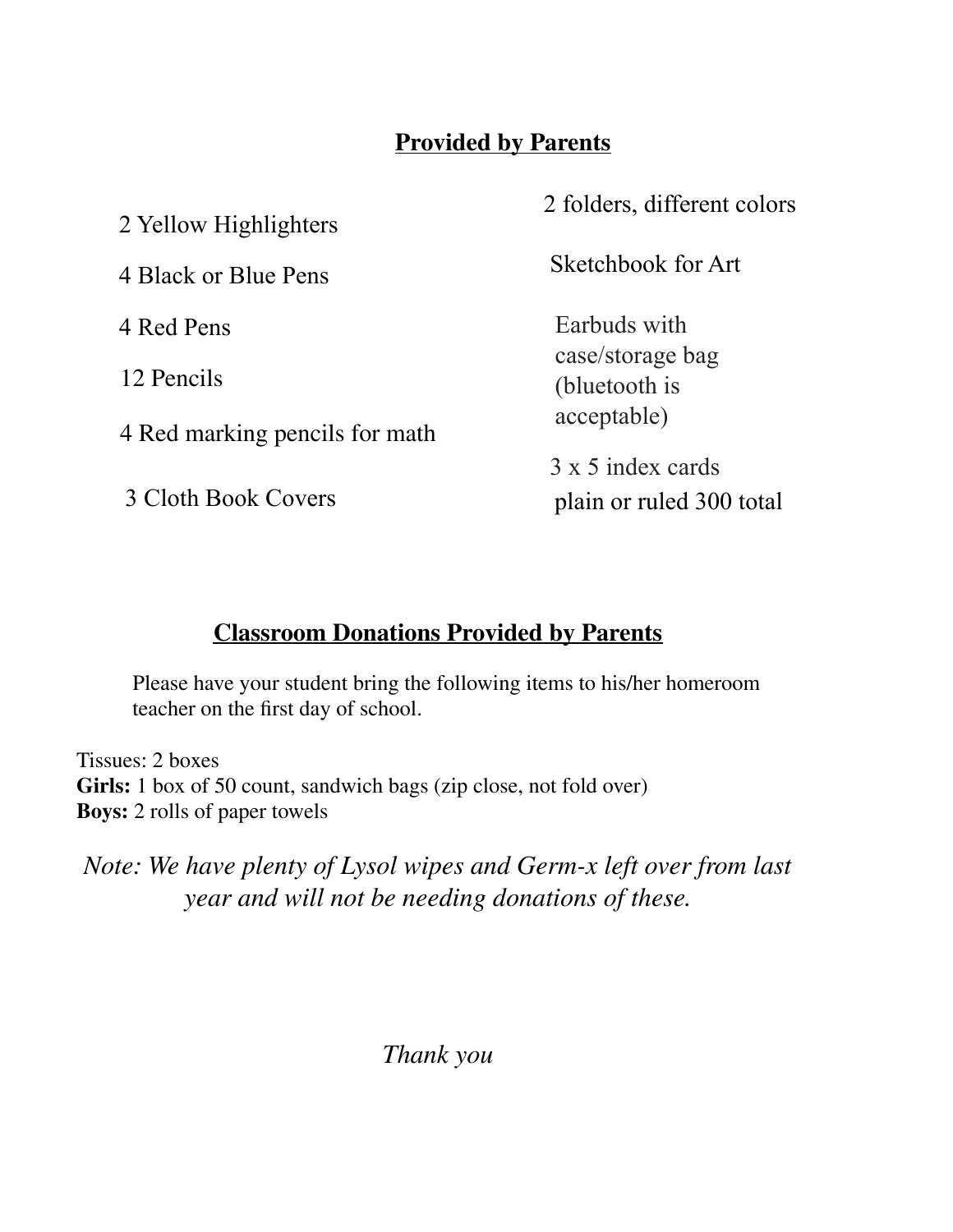## Provided by Parents

- 2 Yellow Highlighters
- 4 Black or Blue Pens
- 4 Red Pens
- 12 Pencils
- 4 Red marking pencils for math
- 3 Cloth Book Covers
- 2 folders, different colors
- Sketchbook for Art
- Earbuds with case/storage bag (bluetooth is acceptable)
- 3 x 5 index cards plain or ruled 300 total

## Classroom Donations Provided by Parents

Please have your student bring the following items to his/her homeroom teacher on the first day of school.

Tissues: 2 boxes
**Girls:** 1 box of 50 count, sandwich bags (zip close, not fold over)
**Boys:** 2 rolls of paper towels

*Note: We have plenty of Lysol wipes and Germ-x left over from last year and will not be needing donations of these.*

*Thank you*